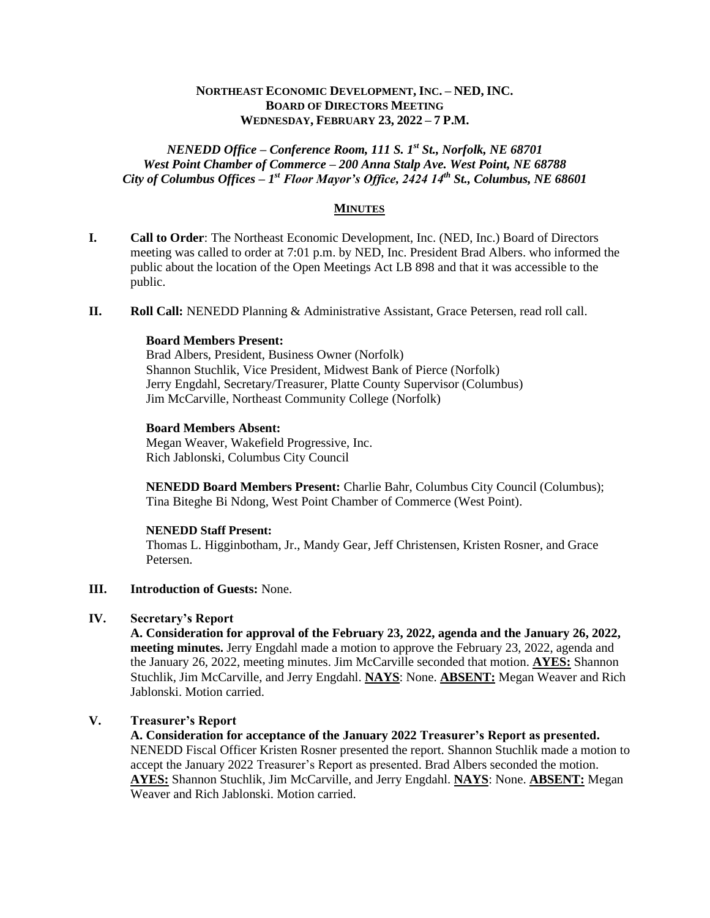# NORTHEAST ECONOMIC DEVELOPMENT, INC. – NED, INC.
## BOARD OF DIRECTORS MEETING
### WEDNESDAY, FEBRUARY 23, 2022 – 7 P.M.

***NENEDD Office – Conference Room, 111 S. 1st St., Norfolk, NE 68701***
***West Point Chamber of Commerce – 200 Anna Stalp Ave. West Point, NE 68788***
***City of Columbus Offices – 1st Floor Mayor's Office, 2424 14th St., Columbus, NE 68601***

## MINUTES

**I. Call to Order**: The Northeast Economic Development, Inc. (NED, Inc.) Board of Directors meeting was called to order at 7:01 p.m. by NED, Inc. President Brad Albers. who informed the public about the location of the Open Meetings Act LB 898 and that it was accessible to the public.

**II. Roll Call:** NENEDD Planning & Administrative Assistant, Grace Petersen, read roll call.

**Board Members Present:**
Brad Albers, President, Business Owner (Norfolk)
Shannon Stuchlik, Vice President, Midwest Bank of Pierce (Norfolk)
Jerry Engdahl, Secretary/Treasurer, Platte County Supervisor (Columbus)
Jim McCarville, Northeast Community College (Norfolk)

**Board Members Absent:**
Megan Weaver, Wakefield Progressive, Inc.
Rich Jablonski, Columbus City Council

**NENEDD Board Members Present:** Charlie Bahr, Columbus City Council (Columbus); Tina Biteghe Bi Ndong, West Point Chamber of Commerce (West Point).

**NENEDD Staff Present:**
Thomas L. Higginbotham, Jr., Mandy Gear, Jeff Christensen, Kristen Rosner, and Grace Petersen.

**III. Introduction of Guests:** None.

**IV. Secretary's Report**

**A. Consideration for approval of the February 23, 2022, agenda and the January 26, 2022, meeting minutes.** Jerry Engdahl made a motion to approve the February 23, 2022, agenda and the January 26, 2022, meeting minutes. Jim McCarville seconded that motion. **AYES:** Shannon Stuchlik, Jim McCarville, and Jerry Engdahl. **NAYS**: None. **ABSENT:** Megan Weaver and Rich Jablonski. Motion carried.

**V. Treasurer's Report**

**A. Consideration for acceptance of the January 2022 Treasurer's Report as presented.** NENEDD Fiscal Officer Kristen Rosner presented the report. Shannon Stuchlik made a motion to accept the January 2022 Treasurer's Report as presented. Brad Albers seconded the motion. **AYES:** Shannon Stuchlik, Jim McCarville, and Jerry Engdahl. **NAYS**: None. **ABSENT:** Megan Weaver and Rich Jablonski. Motion carried.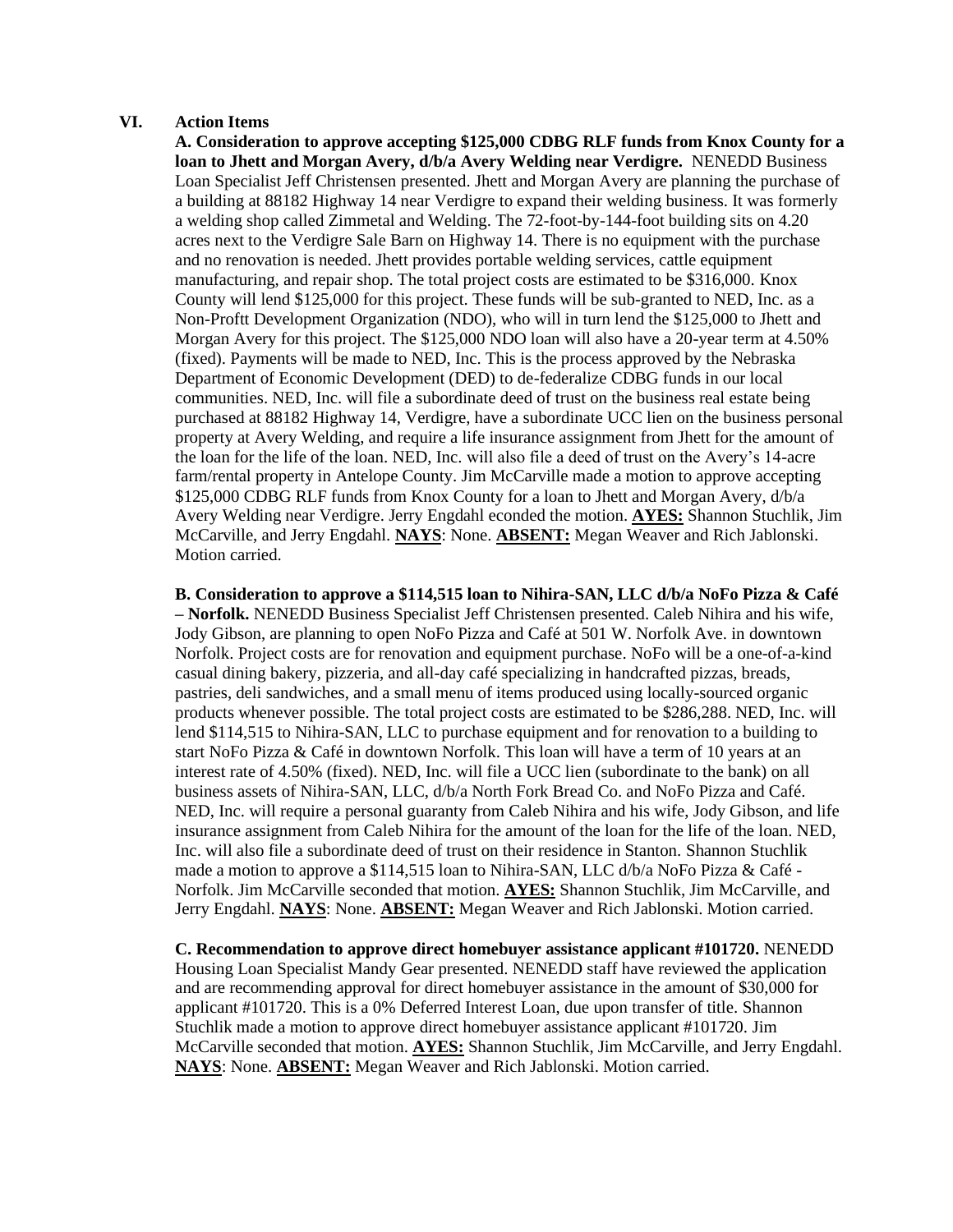## VI. Action Items

**A. Consideration to approve accepting $125,000 CDBG RLF funds from Knox County for a loan to Jhett and Morgan Avery, d/b/a Avery Welding near Verdigre.** NENEDD Business Loan Specialist Jeff Christensen presented. Jhett and Morgan Avery are planning the purchase of a building at 88182 Highway 14 near Verdigre to expand their welding business. It was formerly a welding shop called Zimmetal and Welding. The 72-foot-by-144-foot building sits on 4.20 acres next to the Verdigre Sale Barn on Highway 14. There is no equipment with the purchase and no renovation is needed. Jhett provides portable welding services, cattle equipment manufacturing, and repair shop. The total project costs are estimated to be $316,000. Knox County will lend $125,000 for this project. These funds will be sub-granted to NED, Inc. as a Non-Proftt Development Organization (NDO), who will in turn lend the $125,000 to Jhett and Morgan Avery for this project. The $125,000 NDO loan will also have a 20-year term at 4.50% (fixed). Payments will be made to NED, Inc. This is the process approved by the Nebraska Department of Economic Development (DED) to de-federalize CDBG funds in our local communities. NED, Inc. will file a subordinate deed of trust on the business real estate being purchased at 88182 Highway 14, Verdigre, have a subordinate UCC lien on the business personal property at Avery Welding, and require a life insurance assignment from Jhett for the amount of the loan for the life of the loan. NED, Inc. will also file a deed of trust on the Avery's 14-acre farm/rental property in Antelope County. Jim McCarville made a motion to approve accepting $125,000 CDBG RLF funds from Knox County for a loan to Jhett and Morgan Avery, d/b/a Avery Welding near Verdigre. Jerry Engdahl econded the motion. **AYES:** Shannon Stuchlik, Jim McCarville, and Jerry Engdahl. **NAYS**: None. **ABSENT:** Megan Weaver and Rich Jablonski. Motion carried.

**B. Consideration to approve a $114,515 loan to Nihira-SAN, LLC d/b/a NoFo Pizza & Café – Norfolk.** NENEDD Business Specialist Jeff Christensen presented. Caleb Nihira and his wife, Jody Gibson, are planning to open NoFo Pizza and Café at 501 W. Norfolk Ave. in downtown Norfolk. Project costs are for renovation and equipment purchase. NoFo will be a one-of-a-kind casual dining bakery, pizzeria, and all-day café specializing in handcrafted pizzas, breads, pastries, deli sandwiches, and a small menu of items produced using locally-sourced organic products whenever possible. The total project costs are estimated to be $286,288. NED, Inc. will lend $114,515 to Nihira-SAN, LLC to purchase equipment and for renovation to a building to start NoFo Pizza & Café in downtown Norfolk. This loan will have a term of 10 years at an interest rate of 4.50% (fixed). NED, Inc. will file a UCC lien (subordinate to the bank) on all business assets of Nihira-SAN, LLC, d/b/a North Fork Bread Co. and NoFo Pizza and Café. NED, Inc. will require a personal guaranty from Caleb Nihira and his wife, Jody Gibson, and life insurance assignment from Caleb Nihira for the amount of the loan for the life of the loan. NED, Inc. will also file a subordinate deed of trust on their residence in Stanton. Shannon Stuchlik made a motion to approve a $114,515 loan to Nihira-SAN, LLC d/b/a NoFo Pizza & Café - Norfolk. Jim McCarville seconded that motion. **AYES:** Shannon Stuchlik, Jim McCarville, and Jerry Engdahl. **NAYS**: None. **ABSENT:** Megan Weaver and Rich Jablonski. Motion carried.

**C. Recommendation to approve direct homebuyer assistance applicant #101720.** NENEDD Housing Loan Specialist Mandy Gear presented. NENEDD staff have reviewed the application and are recommending approval for direct homebuyer assistance in the amount of $30,000 for applicant #101720. This is a 0% Deferred Interest Loan, due upon transfer of title. Shannon Stuchlik made a motion to approve direct homebuyer assistance applicant #101720. Jim McCarville seconded that motion. **AYES:** Shannon Stuchlik, Jim McCarville, and Jerry Engdahl. **NAYS**: None. **ABSENT:** Megan Weaver and Rich Jablonski. Motion carried.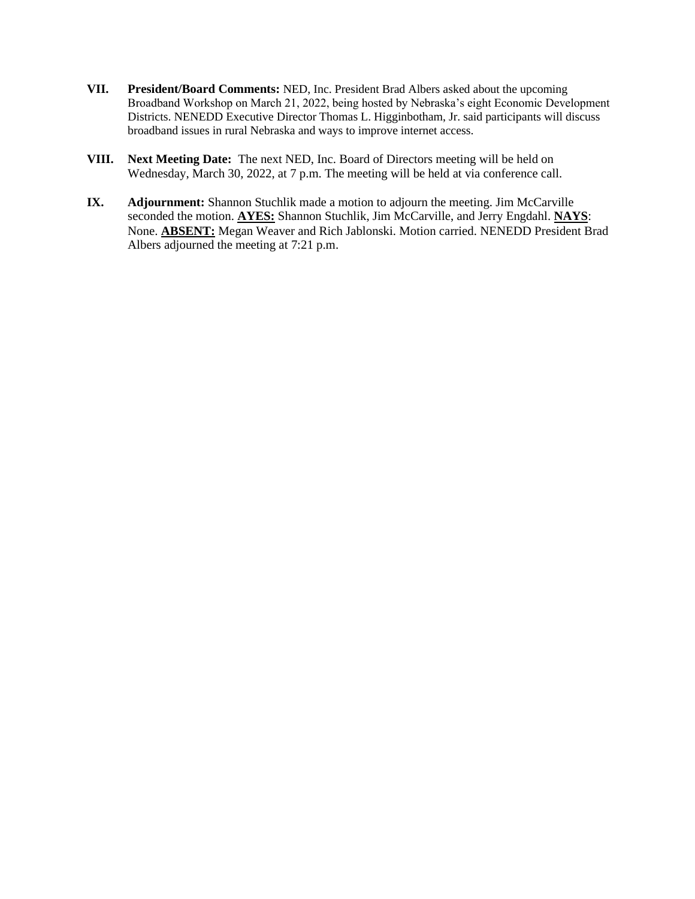**VII. President/Board Comments:** NED, Inc. President Brad Albers asked about the upcoming Broadband Workshop on March 21, 2022, being hosted by Nebraska's eight Economic Development Districts. NENEDD Executive Director Thomas L. Higginbotham, Jr. said participants will discuss broadband issues in rural Nebraska and ways to improve internet access.

**VIII. Next Meeting Date:** The next NED, Inc. Board of Directors meeting will be held on Wednesday, March 30, 2022, at 7 p.m. The meeting will be held at via conference call.

**IX. Adjournment:** Shannon Stuchlik made a motion to adjourn the meeting. Jim McCarville seconded the motion. **AYES:** Shannon Stuchlik, Jim McCarville, and Jerry Engdahl. **NAYS**: None. **ABSENT:** Megan Weaver and Rich Jablonski. Motion carried. NENEDD President Brad Albers adjourned the meeting at 7:21 p.m.